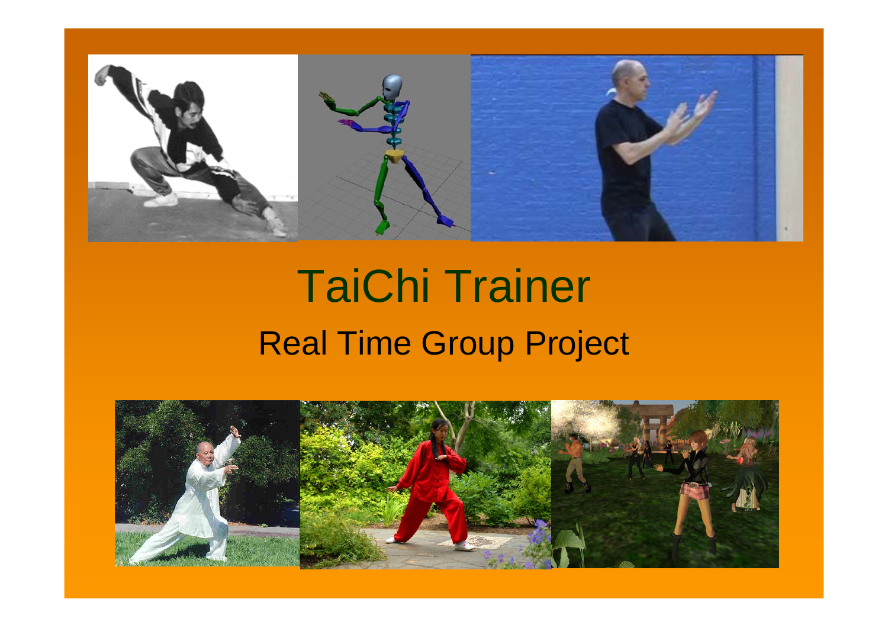# TaiChi Trainer

## Real Time Group Project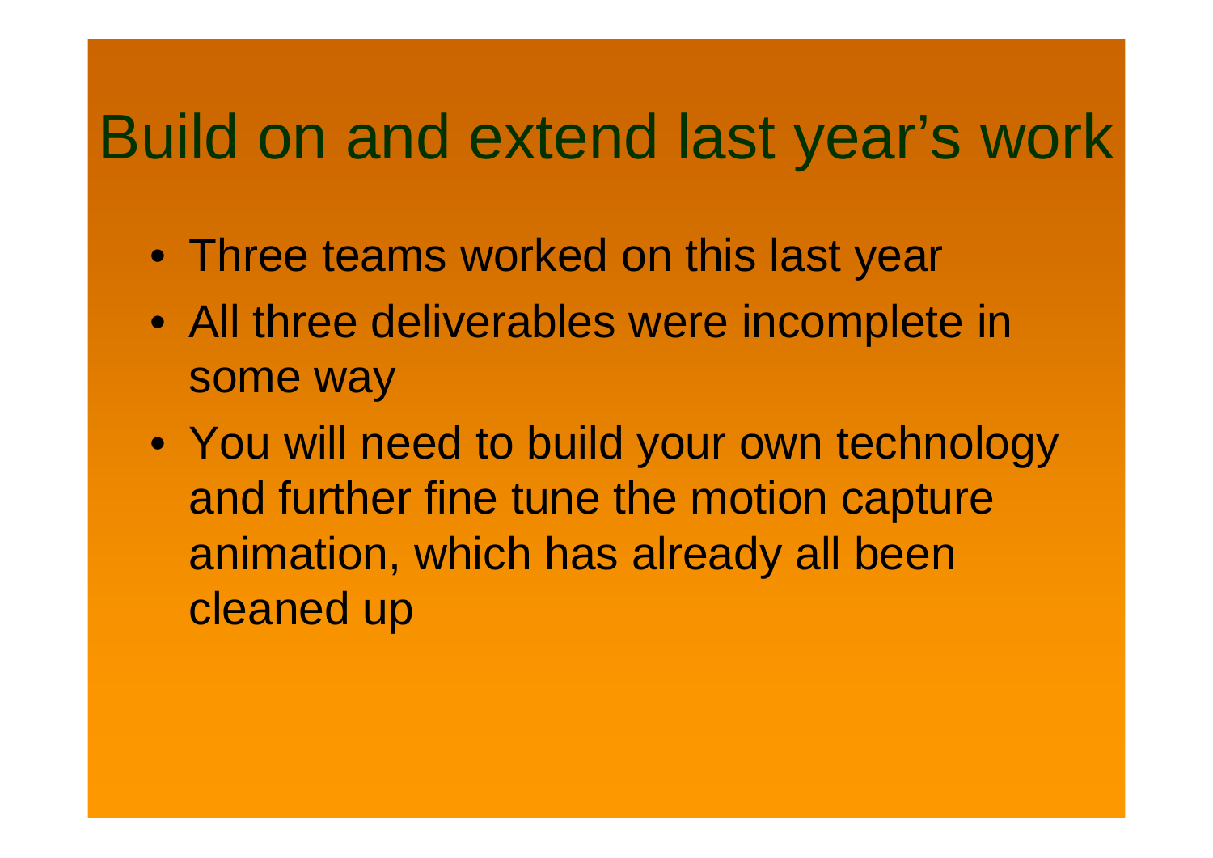# Build on and extend last year's work

- Three teams worked on this last year
- All three deliverables were incomplete in some way
- You will need to build your own technology and further fine tune the motion capture animation, which has already all been cleaned up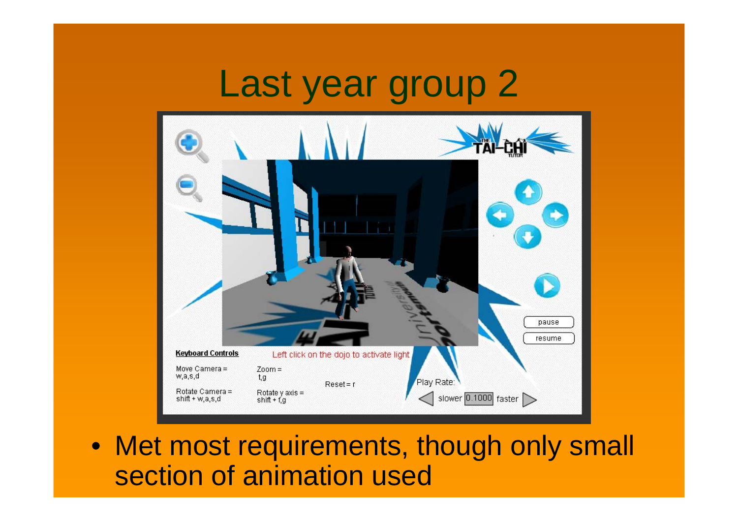# Last year group 2

- Met most requirements, though only small section of animation used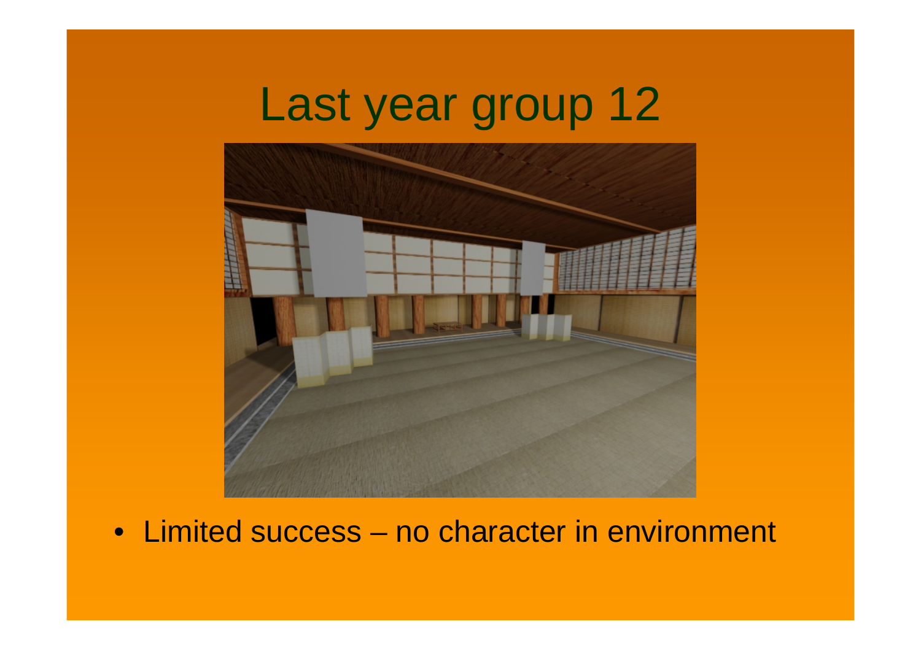# Last year group 12

- Limited success – no character in environment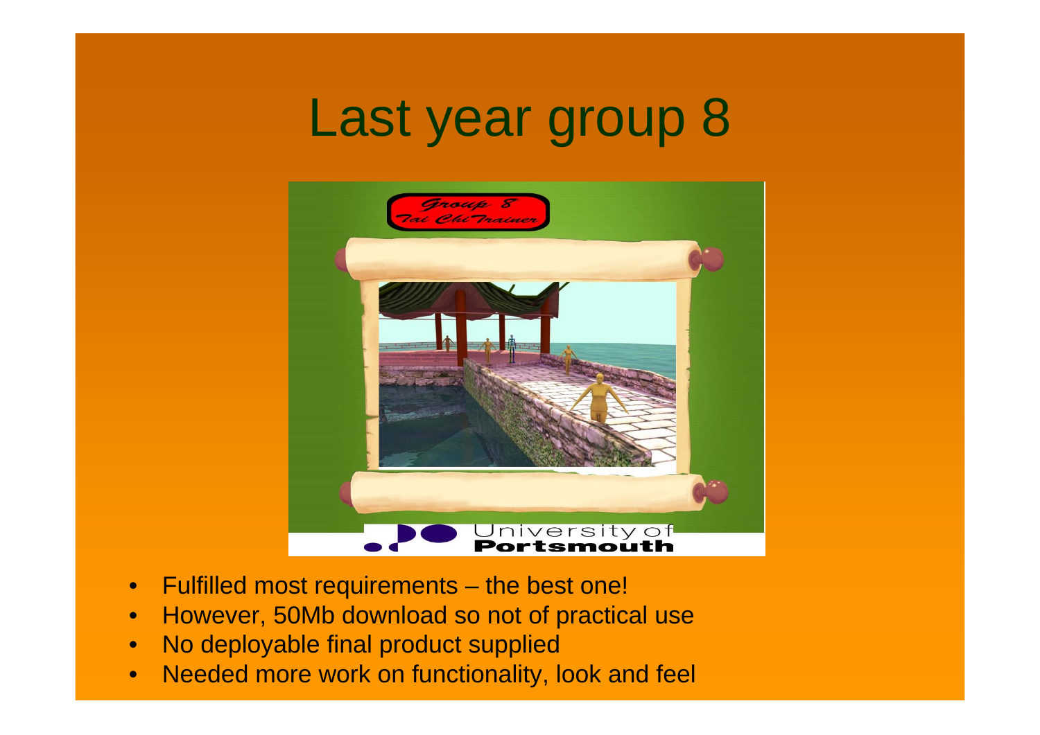# Last year group 8

- Fulfilled most requirements – the best one!
- However, 50Mb download so not of practical use
- No deployable final product supplied
- Needed more work on functionality, look and feel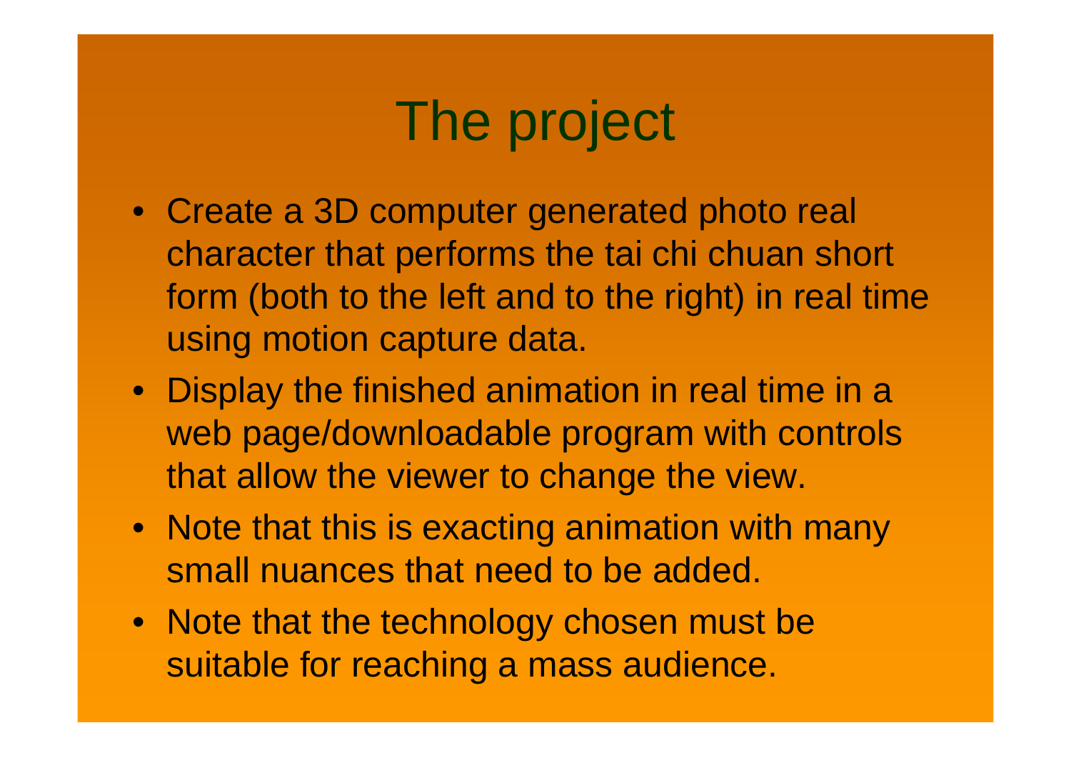# The project

- Create a 3D computer generated photo real character that performs the tai chi chuan short form (both to the left and to the right) in real time using motion capture data.
- Display the finished animation in real time in a web page/downloadable program with controls that allow the viewer to change the view.
- Note that this is exacting animation with many small nuances that need to be added.
- Note that the technology chosen must be suitable for reaching a mass audience.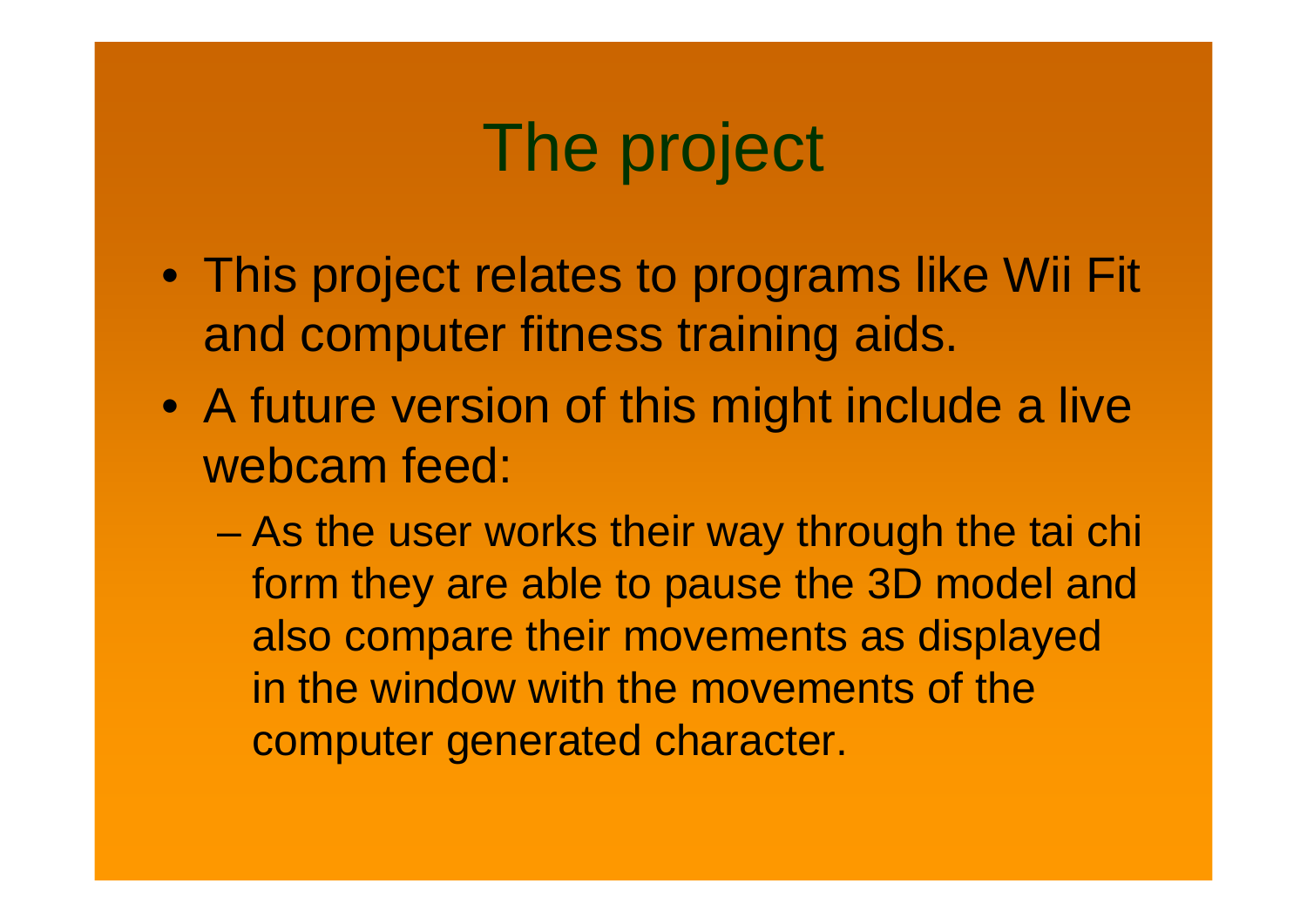# The project

- This project relates to programs like Wii Fit and computer fitness training aids.
- A future version of this might include a live webcam feed:
  - As the user works their way through the tai chi form they are able to pause the 3D model and also compare their movements as displayed in the window with the movements of the computer generated character.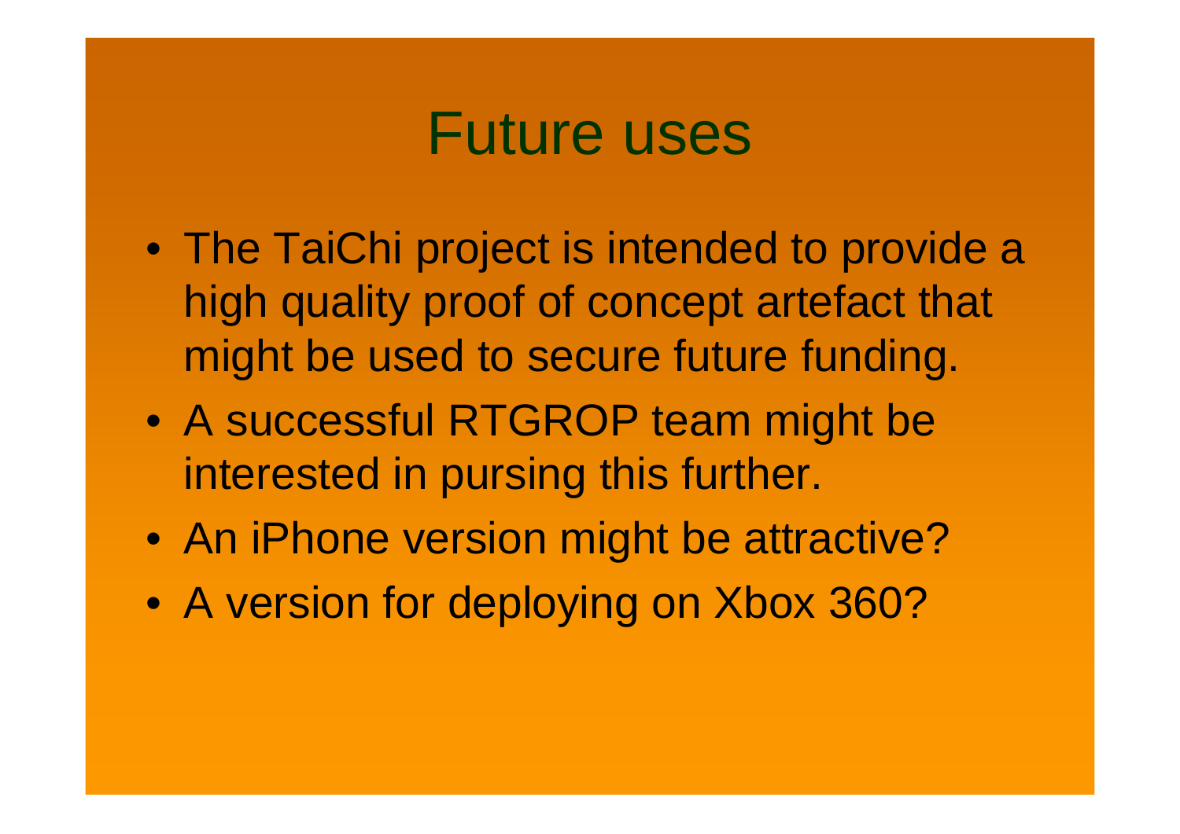# Future uses

- The TaiChi project is intended to provide a high quality proof of concept artefact that might be used to secure future funding.
- A successful RTGROP team might be interested in pursing this further.
- An iPhone version might be attractive?
- A version for deploying on Xbox 360?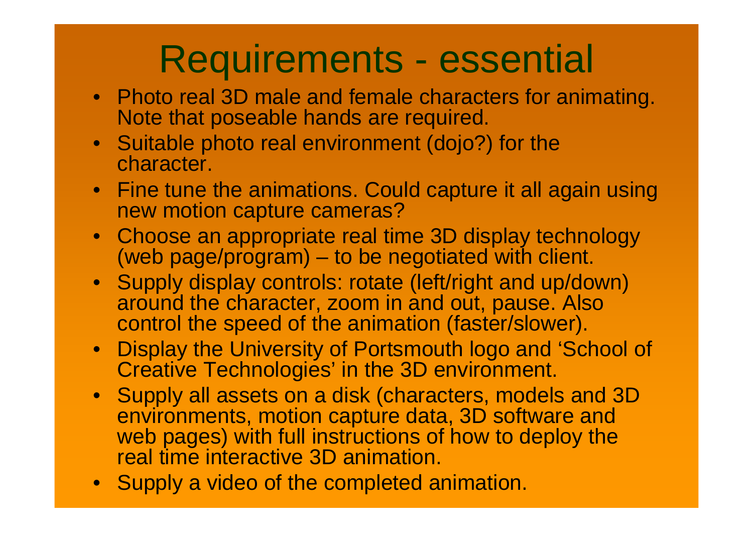# Requirements - essential

- Photo real 3D male and female characters for animating. Note that poseable hands are required.
- Suitable photo real environment (dojo?) for the character.
- Fine tune the animations. Could capture it all again using new motion capture cameras?
- Choose an appropriate real time 3D display technology (web page/program) – to be negotiated with client.
- Supply display controls: rotate (left/right and up/down) around the character, zoom in and out, pause. Also control the speed of the animation (faster/slower).
- Display the University of Portsmouth logo and 'School of Creative Technologies' in the 3D environment.
- Supply all assets on a disk (characters, models and 3D environments, motion capture data, 3D software and web pages) with full instructions of how to deploy the real time interactive 3D animation.
- Supply a video of the completed animation.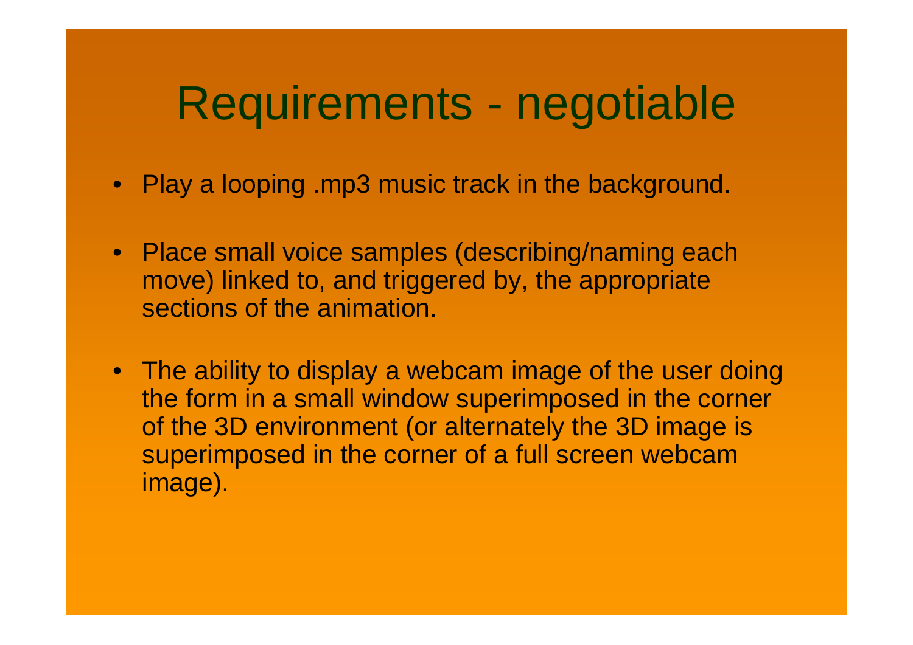# Requirements - negotiable

- Play a looping .mp3 music track in the background.
- Place small voice samples (describing/naming each move) linked to, and triggered by, the appropriate sections of the animation.
- The ability to display a webcam image of the user doing the form in a small window superimposed in the corner of the 3D environment (or alternately the 3D image is superimposed in the corner of a full screen webcam image).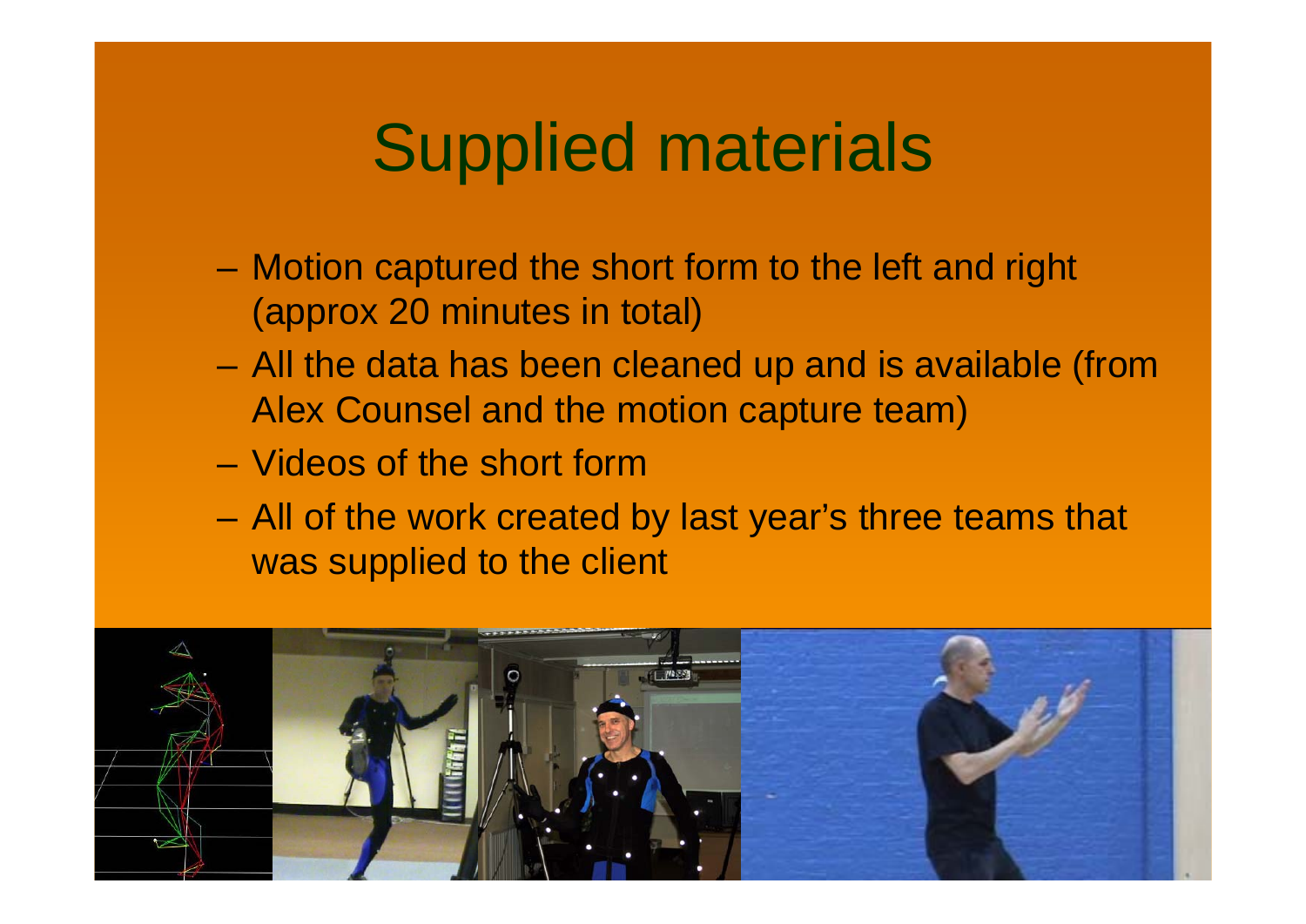# Supplied materials

- Motion captured the short form to the left and right (approx 20 minutes in total)
- All the data has been cleaned up and is available (from Alex Counsel and the motion capture team)
- Videos of the short form
- All of the work created by last year's three teams that was supplied to the client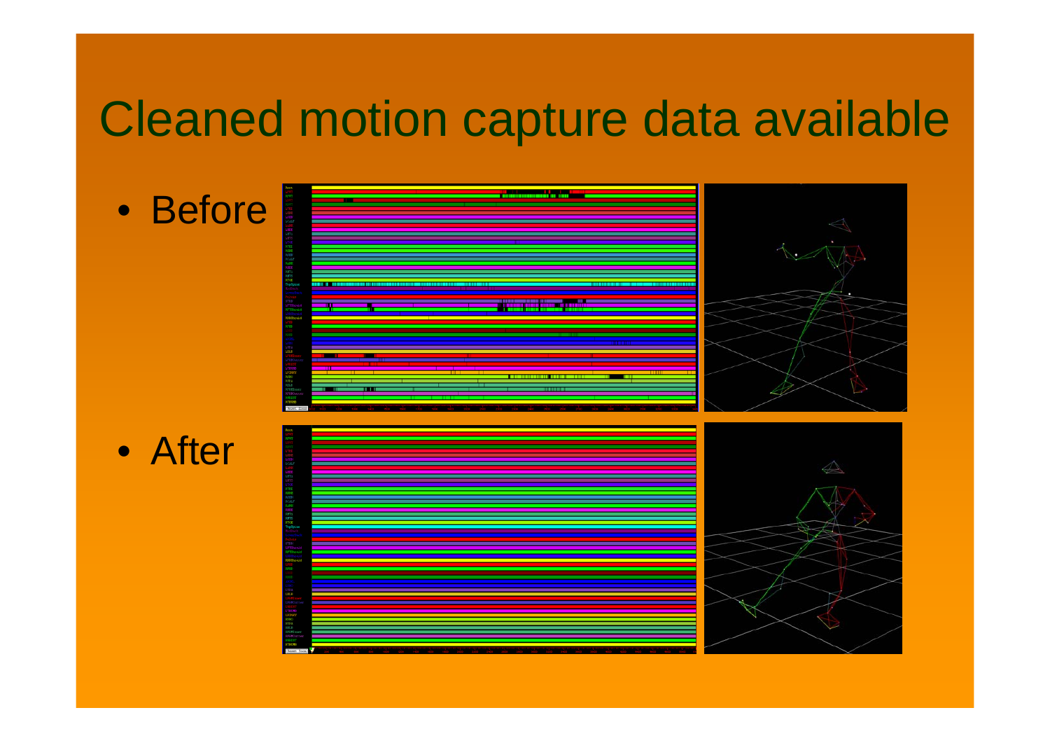# Cleaned motion capture data available

- Before
- After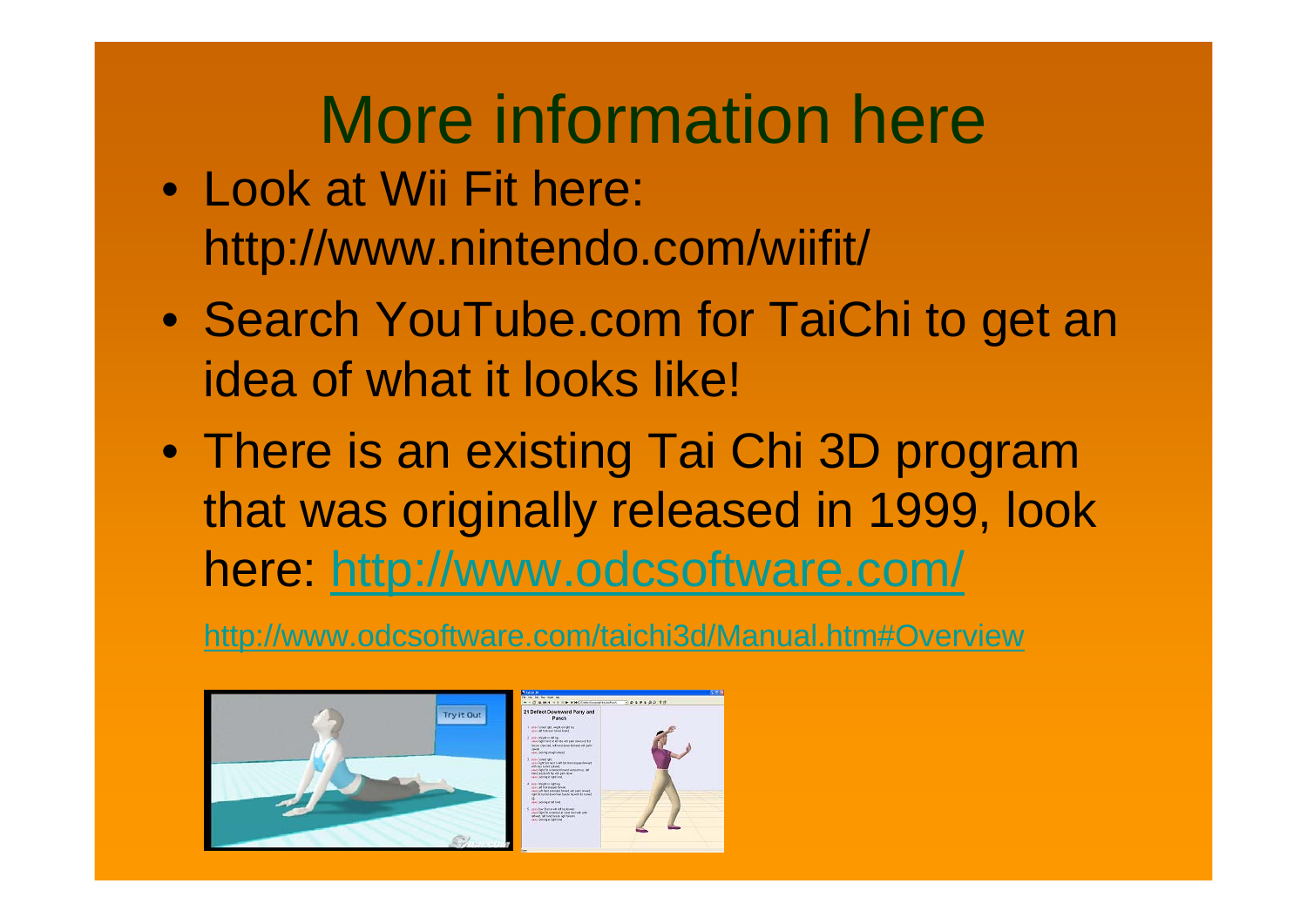# More information here

- Look at Wii Fit here: http://www.nintendo.com/wiifit/
- Search YouTube.com for TaiChi to get an idea of what it looks like!
- There is an existing Tai Chi 3D program that was originally released in 1999, look here: http://www.odcsoftware.com/

http://www.odcsoftware.com/taichi3d/Manual.htm#Overview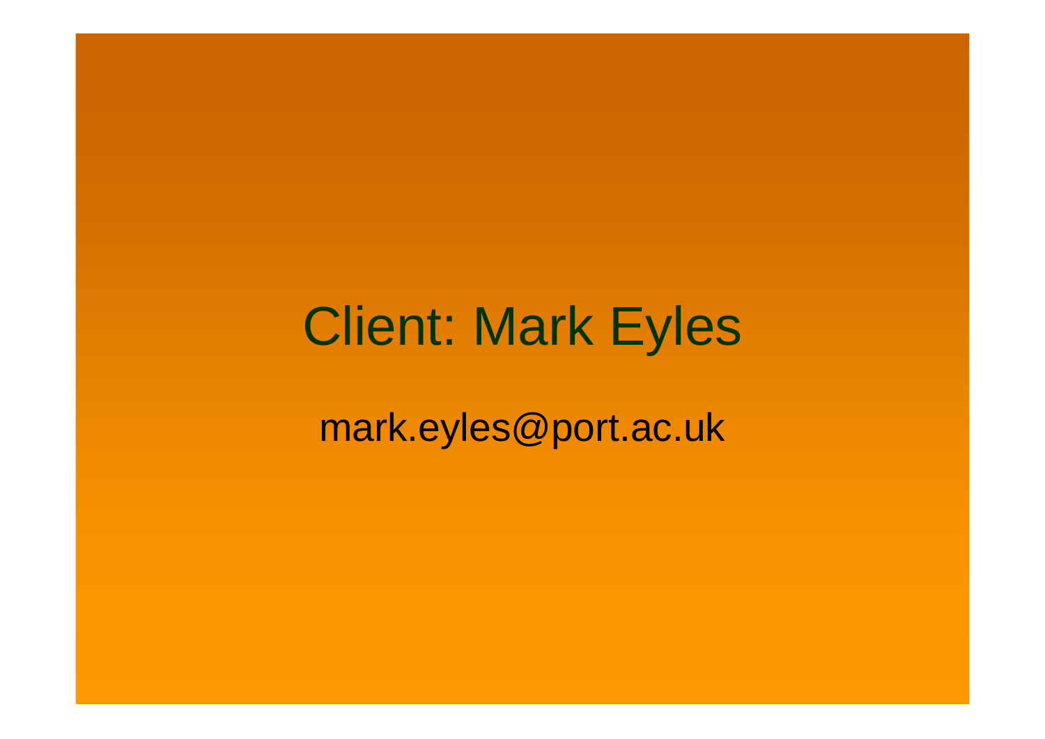# Client: Mark Eyles

mark.eyles@port.ac.uk